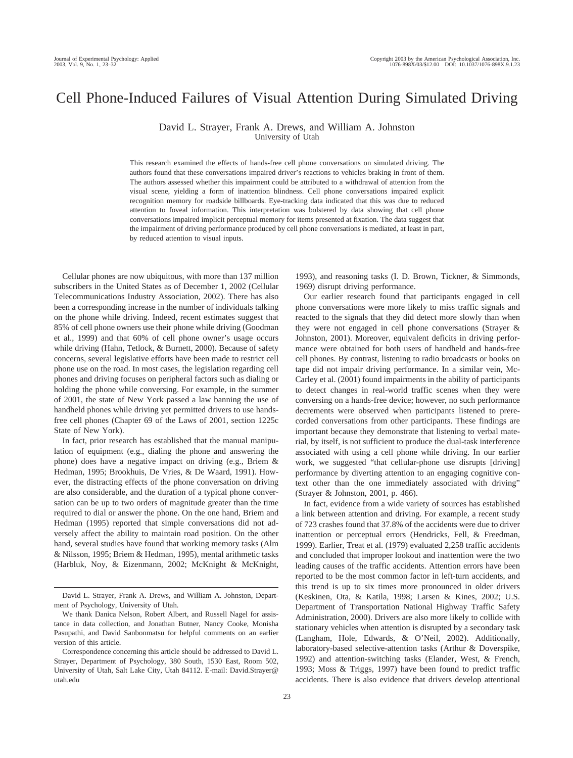# Cell Phone-Induced Failures of Visual Attention During Simulated Driving

David L. Strayer, Frank A. Drews, and William A. Johnston
University of Utah

This research examined the effects of hands-free cell phone conversations on simulated driving. The authors found that these conversations impaired driver's reactions to vehicles braking in front of them. The authors assessed whether this impairment could be attributed to a withdrawal of attention from the visual scene, yielding a form of inattention blindness. Cell phone conversations impaired explicit recognition memory for roadside billboards. Eye-tracking data indicated that this was due to reduced attention to foveal information. This interpretation was bolstered by data showing that cell phone conversations impaired implicit perceptual memory for items presented at fixation. The data suggest that the impairment of driving performance produced by cell phone conversations is mediated, at least in part, by reduced attention to visual inputs.

Cellular phones are now ubiquitous, with more than 137 million subscribers in the United States as of December 1, 2002 (Cellular Telecommunications Industry Association, 2002). There has also been a corresponding increase in the number of individuals talking on the phone while driving. Indeed, recent estimates suggest that 85% of cell phone owners use their phone while driving (Goodman et al., 1999) and that 60% of cell phone owner's usage occurs while driving (Hahn, Tetlock, & Burnett, 2000). Because of safety concerns, several legislative efforts have been made to restrict cell phone use on the road. In most cases, the legislation regarding cell phones and driving focuses on peripheral factors such as dialing or holding the phone while conversing. For example, in the summer of 2001, the state of New York passed a law banning the use of handheld phones while driving yet permitted drivers to use hands-free cell phones (Chapter 69 of the Laws of 2001, section 1225c State of New York).

In fact, prior research has established that the manual manipulation of equipment (e.g., dialing the phone and answering the phone) does have a negative impact on driving (e.g., Briem & Hedman, 1995; Brookhuis, De Vries, & De Waard, 1991). However, the distracting effects of the phone conversation on driving are also considerable, and the duration of a typical phone conversation can be up to two orders of magnitude greater than the time required to dial or answer the phone. On the one hand, Briem and Hedman (1995) reported that simple conversations did not adversely affect the ability to maintain road position. On the other hand, several studies have found that working memory tasks (Alm & Nilsson, 1995; Briem & Hedman, 1995), mental arithmetic tasks (Harbluk, Noy, & Eizenmann, 2002; McKnight & McKnight, 1993), and reasoning tasks (I. D. Brown, Tickner, & Simmonds, 1969) disrupt driving performance.

Our earlier research found that participants engaged in cell phone conversations were more likely to miss traffic signals and reacted to the signals that they did detect more slowly than when they were not engaged in cell phone conversations (Strayer & Johnston, 2001). Moreover, equivalent deficits in driving performance were obtained for both users of handheld and hands-free cell phones. By contrast, listening to radio broadcasts or books on tape did not impair driving performance. In a similar vein, McCarley et al. (2001) found impairments in the ability of participants to detect changes in real-world traffic scenes when they were conversing on a hands-free device; however, no such performance decrements were observed when participants listened to prerecorded conversations from other participants. These findings are important because they demonstrate that listening to verbal material, by itself, is not sufficient to produce the dual-task interference associated with using a cell phone while driving. In our earlier work, we suggested "that cellular-phone use disrupts [driving] performance by diverting attention to an engaging cognitive context other than the one immediately associated with driving" (Strayer & Johnston, 2001, p. 466).

In fact, evidence from a wide variety of sources has established a link between attention and driving. For example, a recent study of 723 crashes found that 37.8% of the accidents were due to driver inattention or perceptual errors (Hendricks, Fell, & Freedman, 1999). Earlier, Treat et al. (1979) evaluated 2,258 traffic accidents and concluded that improper lookout and inattention were the two leading causes of the traffic accidents. Attention errors have been reported to be the most common factor in left-turn accidents, and this trend is up to six times more pronounced in older drivers (Keskinen, Ota, & Katila, 1998; Larsen & Kines, 2002; U.S. Department of Transportation National Highway Traffic Safety Administration, 2000). Drivers are also more likely to collide with stationary vehicles when attention is disrupted by a secondary task (Langham, Hole, Edwards, & O'Neil, 2002). Additionally, laboratory-based selective-attention tasks (Arthur & Doverspike, 1992) and attention-switching tasks (Elander, West, & French, 1993; Moss & Triggs, 1997) have been found to predict traffic accidents. There is also evidence that drivers develop attentional

---

David L. Strayer, Frank A. Drews, and William A. Johnston, Department of Psychology, University of Utah.

We thank Danica Nelson, Robert Albert, and Russell Nagel for assistance in data collection, and Jonathan Butner, Nancy Cooke, Monisha Pasupathi, and David Sanbonmatsu for helpful comments on an earlier version of this article.

Correspondence concerning this article should be addressed to David L. Strayer, Department of Psychology, 380 South, 1530 East, Room 502, University of Utah, Salt Lake City, Utah 84112. E-mail: David.Strayer@utah.edu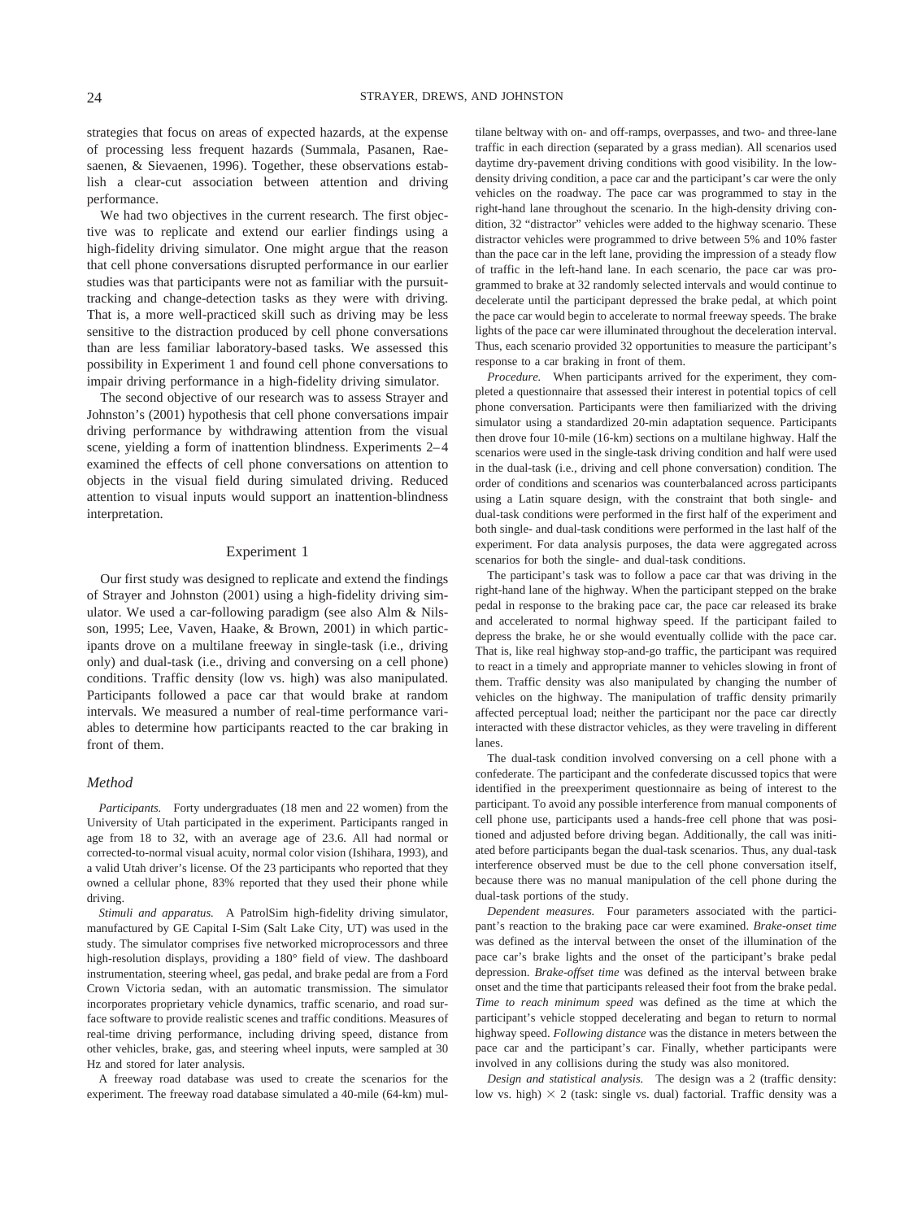strategies that focus on areas of expected hazards, at the expense of processing less frequent hazards (Summala, Pasanen, Raesaenen, & Sievaenen, 1996). Together, these observations establish a clear-cut association between attention and driving performance.

We had two objectives in the current research. The first objective was to replicate and extend our earlier findings using a high-fidelity driving simulator. One might argue that the reason that cell phone conversations disrupted performance in our earlier studies was that participants were not as familiar with the pursuit-tracking and change-detection tasks as they were with driving. That is, a more well-practiced skill such as driving may be less sensitive to the distraction produced by cell phone conversations than are less familiar laboratory-based tasks. We assessed this possibility in Experiment 1 and found cell phone conversations to impair driving performance in a high-fidelity driving simulator.

The second objective of our research was to assess Strayer and Johnston's (2001) hypothesis that cell phone conversations impair driving performance by withdrawing attention from the visual scene, yielding a form of inattention blindness. Experiments 2–4 examined the effects of cell phone conversations on attention to objects in the visual field during simulated driving. Reduced attention to visual inputs would support an inattention-blindness interpretation.

## Experiment 1

Our first study was designed to replicate and extend the findings of Strayer and Johnston (2001) using a high-fidelity driving simulator. We used a car-following paradigm (see also Alm & Nilsson, 1995; Lee, Vaven, Haake, & Brown, 2001) in which participants drove on a multilane freeway in single-task (i.e., driving only) and dual-task (i.e., driving and conversing on a cell phone) conditions. Traffic density (low vs. high) was also manipulated. Participants followed a pace car that would brake at random intervals. We measured a number of real-time performance variables to determine how participants reacted to the car braking in front of them.

### Method

*Participants.* Forty undergraduates (18 men and 22 women) from the University of Utah participated in the experiment. Participants ranged in age from 18 to 32, with an average age of 23.6. All had normal or corrected-to-normal visual acuity, normal color vision (Ishihara, 1993), and a valid Utah driver's license. Of the 23 participants who reported that they owned a cellular phone, 83% reported that they used their phone while driving.

*Stimuli and apparatus.* A PatrolSim high-fidelity driving simulator, manufactured by GE Capital I-Sim (Salt Lake City, UT) was used in the study. The simulator comprises five networked microprocessors and three high-resolution displays, providing a 180° field of view. The dashboard instrumentation, steering wheel, gas pedal, and brake pedal are from a Ford Crown Victoria sedan, with an automatic transmission. The simulator incorporates proprietary vehicle dynamics, traffic scenario, and road surface software to provide realistic scenes and traffic conditions. Measures of real-time driving performance, including driving speed, distance from other vehicles, brake, gas, and steering wheel inputs, were sampled at 30 Hz and stored for later analysis.

A freeway road database was used to create the scenarios for the experiment. The freeway road database simulated a 40-mile (64-km) multilane beltway with on- and off-ramps, overpasses, and two- and three-lane traffic in each direction (separated by a grass median). All scenarios used daytime dry-pavement driving conditions with good visibility. In the low-density driving condition, a pace car and the participant's car were the only vehicles on the roadway. The pace car was programmed to stay in the right-hand lane throughout the scenario. In the high-density driving condition, 32 "distractor" vehicles were added to the highway scenario. These distractor vehicles were programmed to drive between 5% and 10% faster than the pace car in the left lane, providing the impression of a steady flow of traffic in the left-hand lane. In each scenario, the pace car was programmed to brake at 32 randomly selected intervals and would continue to decelerate until the participant depressed the brake pedal, at which point the pace car would begin to accelerate to normal freeway speeds. The brake lights of the pace car were illuminated throughout the deceleration interval. Thus, each scenario provided 32 opportunities to measure the participant's response to a car braking in front of them.

*Procedure.* When participants arrived for the experiment, they completed a questionnaire that assessed their interest in potential topics of cell phone conversation. Participants were then familiarized with the driving simulator using a standardized 20-min adaptation sequence. Participants then drove four 10-mile (16-km) sections on a multilane highway. Half the scenarios were used in the single-task driving condition and half were used in the dual-task (i.e., driving and cell phone conversation) condition. The order of conditions and scenarios was counterbalanced across participants using a Latin square design, with the constraint that both single- and dual-task conditions were performed in the first half of the experiment and both single- and dual-task conditions were performed in the last half of the experiment. For data analysis purposes, the data were aggregated across scenarios for both the single- and dual-task conditions.

The participant's task was to follow a pace car that was driving in the right-hand lane of the highway. When the participant stepped on the brake pedal in response to the braking pace car, the pace car released its brake and accelerated to normal highway speed. If the participant failed to depress the brake, he or she would eventually collide with the pace car. That is, like real highway stop-and-go traffic, the participant was required to react in a timely and appropriate manner to vehicles slowing in front of them. Traffic density was also manipulated by changing the number of vehicles on the highway. The manipulation of traffic density primarily affected perceptual load; neither the participant nor the pace car directly interacted with these distractor vehicles, as they were traveling in different lanes.

The dual-task condition involved conversing on a cell phone with a confederate. The participant and the confederate discussed topics that were identified in the preexperiment questionnaire as being of interest to the participant. To avoid any possible interference from manual components of cell phone use, participants used a hands-free cell phone that was positioned and adjusted before driving began. Additionally, the call was initiated before participants began the dual-task scenarios. Thus, any dual-task interference observed must be due to the cell phone conversation itself, because there was no manual manipulation of the cell phone during the dual-task portions of the study.

*Dependent measures.* Four parameters associated with the participant's reaction to the braking pace car were examined. *Brake-onset time* was defined as the interval between the onset of the illumination of the pace car's brake lights and the onset of the participant's brake pedal depression. *Brake-offset time* was defined as the interval between brake onset and the time that participants released their foot from the brake pedal. *Time to reach minimum speed* was defined as the time at which the participant's vehicle stopped decelerating and began to return to normal highway speed. *Following distance* was the distance in meters between the pace car and the participant's car. Finally, whether participants were involved in any collisions during the study was also monitored.

*Design and statistical analysis.* The design was a 2 (traffic density: low vs. high) $\times$ 2 (task: single vs. dual) factorial. Traffic density was a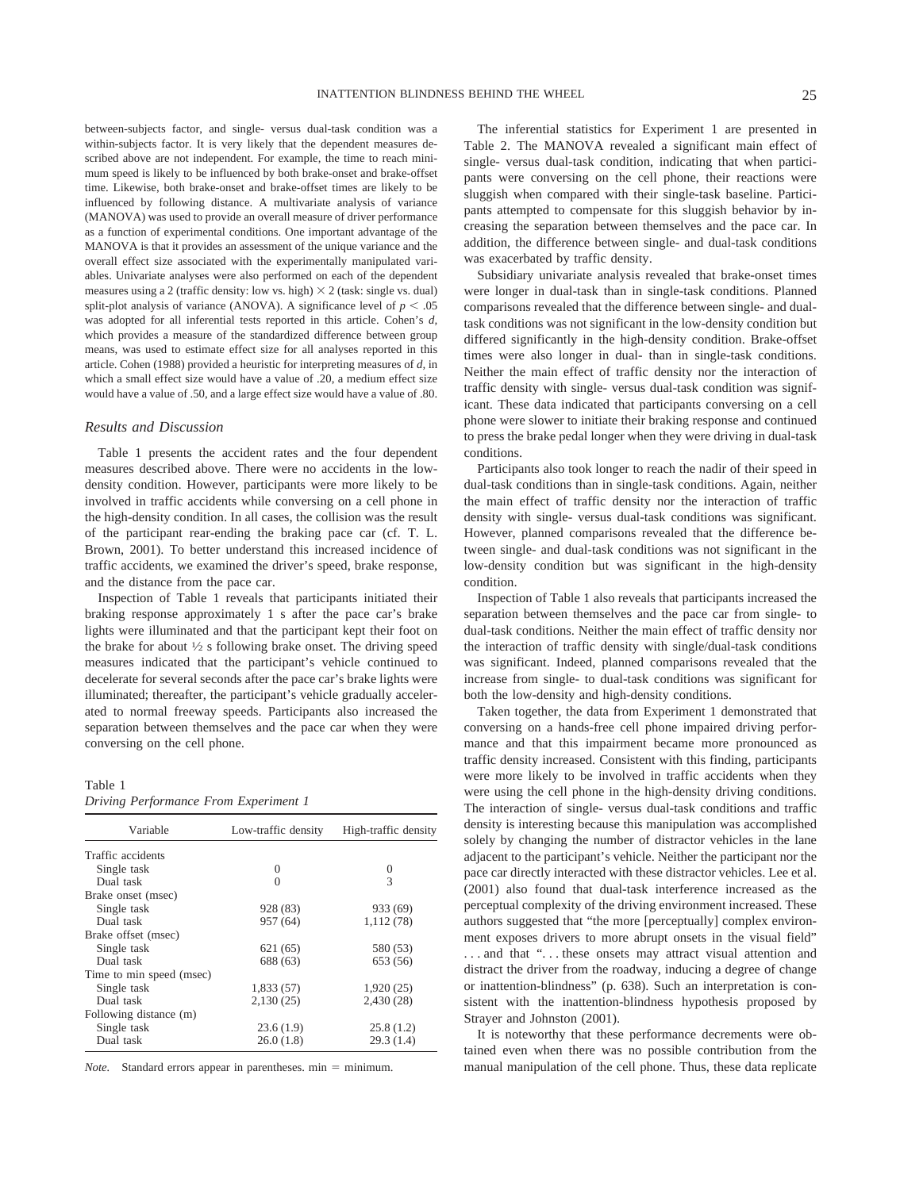between-subjects factor, and single- versus dual-task condition was a within-subjects factor. It is very likely that the dependent measures described above are not independent. For example, the time to reach minimum speed is likely to be influenced by both brake-onset and brake-offset time. Likewise, both brake-onset and brake-offset times are likely to be influenced by following distance. A multivariate analysis of variance (MANOVA) was used to provide an overall measure of driver performance as a function of experimental conditions. One important advantage of the MANOVA is that it provides an assessment of the unique variance and the overall effect size associated with the experimentally manipulated variables. Univariate analyses were also performed on each of the dependent measures using a 2 (traffic density: low vs. high) × 2 (task: single vs. dual) split-plot analysis of variance (ANOVA). A significance level of $p < .05$ was adopted for all inferential tests reported in this article. Cohen's *d*, which provides a measure of the standardized difference between group means, was used to estimate effect size for all analyses reported in this article. Cohen (1988) provided a heuristic for interpreting measures of *d*, in which a small effect size would have a value of .20, a medium effect size would have a value of .50, and a large effect size would have a value of .80.

### *Results and Discussion*

Table 1 presents the accident rates and the four dependent measures described above. There were no accidents in the low-density condition. However, participants were more likely to be involved in traffic accidents while conversing on a cell phone in the high-density condition. In all cases, the collision was the result of the participant rear-ending the braking pace car (cf. T. L. Brown, 2001). To better understand this increased incidence of traffic accidents, we examined the driver's speed, brake response, and the distance from the pace car.

Inspection of Table 1 reveals that participants initiated their braking response approximately 1 s after the pace car's brake lights were illuminated and that the participant kept their foot on the brake for about ½ s following brake onset. The driving speed measures indicated that the participant's vehicle continued to decelerate for several seconds after the pace car's brake lights were illuminated; thereafter, the participant's vehicle gradually accelerated to normal freeway speeds. Participants also increased the separation between themselves and the pace car when they were conversing on the cell phone.

Table 1
*Driving Performance From Experiment 1*

| Variable | Low-traffic density | High-traffic density |
|---|---|---|
| Traffic accidents | | |
| Single task | 0 | 0 |
| Dual task | 0 | 3 |
| Brake onset (msec) | | |
| Single task | 928 (83) | 933 (69) |
| Dual task | 957 (64) | 1,112 (78) |
| Brake offset (msec) | | |
| Single task | 621 (65) | 580 (53) |
| Dual task | 688 (63) | 653 (56) |
| Time to min speed (msec) | | |
| Single task | 1,833 (57) | 1,920 (25) |
| Dual task | 2,130 (25) | 2,430 (28) |
| Following distance (m) | | |
| Single task | 23.6 (1.9) | 25.8 (1.2) |
| Dual task | 26.0 (1.8) | 29.3 (1.4) |

*Note.* Standard errors appear in parentheses. min = minimum.

The inferential statistics for Experiment 1 are presented in Table 2. The MANOVA revealed a significant main effect of single- versus dual-task condition, indicating that when participants were conversing on the cell phone, their reactions were sluggish when compared with their single-task baseline. Participants attempted to compensate for this sluggish behavior by increasing the separation between themselves and the pace car. In addition, the difference between single- and dual-task conditions was exacerbated by traffic density.

Subsidiary univariate analysis revealed that brake-onset times were longer in dual-task than in single-task conditions. Planned comparisons revealed that the difference between single- and dual-task conditions was not significant in the low-density condition but differed significantly in the high-density condition. Brake-offset times were also longer in dual- than in single-task conditions. Neither the main effect of traffic density nor the interaction of traffic density with single- versus dual-task condition was significant. These data indicated that participants conversing on a cell phone were slower to initiate their braking response and continued to press the brake pedal longer when they were driving in dual-task conditions.

Participants also took longer to reach the nadir of their speed in dual-task conditions than in single-task conditions. Again, neither the main effect of traffic density nor the interaction of traffic density with single- versus dual-task conditions was significant. However, planned comparisons revealed that the difference between single- and dual-task conditions was not significant in the low-density condition but was significant in the high-density condition.

Inspection of Table 1 also reveals that participants increased the separation between themselves and the pace car from single- to dual-task conditions. Neither the main effect of traffic density nor the interaction of traffic density with single/dual-task conditions was significant. Indeed, planned comparisons revealed that the increase from single- to dual-task conditions was significant for both the low-density and high-density conditions.

Taken together, the data from Experiment 1 demonstrated that conversing on a hands-free cell phone impaired driving performance and that this impairment became more pronounced as traffic density increased. Consistent with this finding, participants were more likely to be involved in traffic accidents when they were using the cell phone in the high-density driving conditions. The interaction of single- versus dual-task conditions and traffic density is interesting because this manipulation was accomplished solely by changing the number of distractor vehicles in the lane adjacent to the participant's vehicle. Neither the participant nor the pace car directly interacted with these distractor vehicles. Lee et al. (2001) also found that dual-task interference increased as the perceptual complexity of the driving environment increased. These authors suggested that "the more [perceptually] complex environment exposes drivers to more abrupt onsets in the visual field" . . . and that ". . . these onsets may attract visual attention and distract the driver from the roadway, inducing a degree of change or inattention-blindness" (p. 638). Such an interpretation is consistent with the inattention-blindness hypothesis proposed by Strayer and Johnston (2001).

It is noteworthy that these performance decrements were obtained even when there was no possible contribution from the manual manipulation of the cell phone. Thus, these data replicate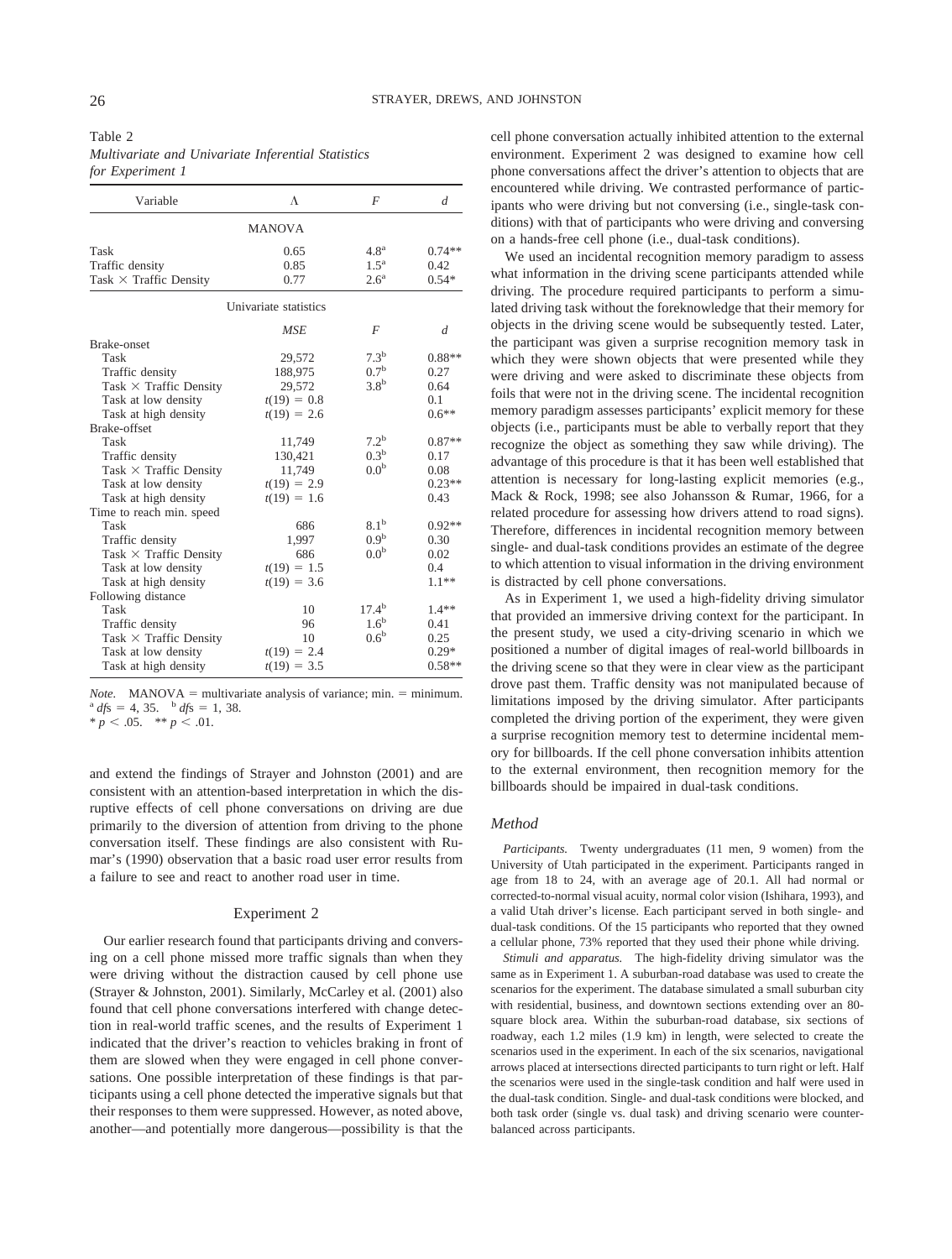Table 2
*Multivariate and Univariate Inferential Statistics for Experiment 1*

| Variable | Λ | *F* | *d* |
|---|---|---|---|
| | MANOVA | | |
| Task | 0.65 | 4.8[a] | 0.74** |
| Traffic density | 0.85 | 1.5[a] | 0.42 |
| Task × Traffic Density | 0.77 | 2.6[a] | 0.54* |
| | Univariate statistics | | |
| | *MSE* | *F* | *d* |
| Brake-onset | | | |
| Task | 29,572 | 7.3[b] | 0.88** |
| Traffic density | 188,975 | 0.7[b] | 0.27 |
| Task × Traffic Density | 29,572 | 3.8[b] | 0.64 |
| Task at low density | $t(19) = 0.8$ | | 0.1 |
| Task at high density | $t(19) = 2.6$ | | 0.6** |
| Brake-offset | | | |
| Task | 11,749 | 7.2[b] | 0.87** |
| Traffic density | 130,421 | 0.3[b] | 0.17 |
| Task × Traffic Density | 11,749 | 0.0[b] | 0.08 |
| Task at low density | $t(19) = 2.9$ | | 0.23** |
| Task at high density | $t(19) = 1.6$ | | 0.43 |
| Time to reach min. speed | | | |
| Task | 686 | 8.1[b] | 0.92** |
| Traffic density | 1,997 | 0.9[b] | 0.30 |
| Task × Traffic Density | 686 | 0.0[b] | 0.02 |
| Task at low density | $t(19) = 1.5$ | | 0.4 |
| Task at high density | $t(19) = 3.6$ | | 1.1** |
| Following distance | | | |
| Task | 10 | 17.4[b] | 1.4** |
| Traffic density | 96 | 1.6[b] | 0.41 |
| Task × Traffic Density | 10 | 0.6[b] | 0.25 |
| Task at low density | $t(19) = 2.4$ | | 0.29* |
| Task at high density | $t(19) = 3.5$ | | 0.58** |

*Note.* MANOVA = multivariate analysis of variance; min. = minimum.
[a] $dfs = 4, 35$. [b] $dfs = 1, 38$.
* $p < .05$. ** $p < .01$.

and extend the findings of Strayer and Johnston (2001) and are consistent with an attention-based interpretation in which the disruptive effects of cell phone conversations on driving are due primarily to the diversion of attention from driving to the phone conversation itself. These findings are also consistent with Rumar's (1990) observation that a basic road user error results from a failure to see and react to another road user in time.

## Experiment 2

Our earlier research found that participants driving and conversing on a cell phone missed more traffic signals than when they were driving without the distraction caused by cell phone use (Strayer & Johnston, 2001). Similarly, McCarley et al. (2001) also found that cell phone conversations interfered with change detection in real-world traffic scenes, and the results of Experiment 1 indicated that the driver's reaction to vehicles braking in front of them are slowed when they were engaged in cell phone conversations. One possible interpretation of these findings is that participants using a cell phone detected the imperative signals but that their responses to them were suppressed. However, as noted above, another—and potentially more dangerous—possibility is that the cell phone conversation actually inhibited attention to the external environment. Experiment 2 was designed to examine how cell phone conversations affect the driver's attention to objects that are encountered while driving. We contrasted performance of participants who were driving but not conversing (i.e., single-task conditions) with that of participants who were driving and conversing on a hands-free cell phone (i.e., dual-task conditions).

We used an incidental recognition memory paradigm to assess what information in the driving scene participants attended while driving. The procedure required participants to perform a simulated driving task without the foreknowledge that their memory for objects in the driving scene would be subsequently tested. Later, the participant was given a surprise recognition memory task in which they were shown objects that were presented while they were driving and were asked to discriminate these objects from foils that were not in the driving scene. The incidental recognition memory paradigm assesses participants' explicit memory for these objects (i.e., participants must be able to verbally report that they recognize the object as something they saw while driving). The advantage of this procedure is that it has been well established that attention is necessary for long-lasting explicit memories (e.g., Mack & Rock, 1998; see also Johansson & Rumar, 1966, for a related procedure for assessing how drivers attend to road signs). Therefore, differences in incidental recognition memory between single- and dual-task conditions provides an estimate of the degree to which attention to visual information in the driving environment is distracted by cell phone conversations.

As in Experiment 1, we used a high-fidelity driving simulator that provided an immersive driving context for the participant. In the present study, we used a city-driving scenario in which we positioned a number of digital images of real-world billboards in the driving scene so that they were in clear view as the participant drove past them. Traffic density was not manipulated because of limitations imposed by the driving simulator. After participants completed the driving portion of the experiment, they were given a surprise recognition memory test to determine incidental memory for billboards. If the cell phone conversation inhibits attention to the external environment, then recognition memory for the billboards should be impaired in dual-task conditions.

### Method

*Participants.* Twenty undergraduates (11 men, 9 women) from the University of Utah participated in the experiment. Participants ranged in age from 18 to 24, with an average age of 20.1. All had normal or corrected-to-normal visual acuity, normal color vision (Ishihara, 1993), and a valid Utah driver's license. Each participant served in both single- and dual-task conditions. Of the 15 participants who reported that they owned a cellular phone, 73% reported that they used their phone while driving.

*Stimuli and apparatus.* The high-fidelity driving simulator was the same as in Experiment 1. A suburban-road database was used to create the scenarios for the experiment. The database simulated a small suburban city with residential, business, and downtown sections extending over an 80-square block area. Within the suburban-road database, six sections of roadway, each 1.2 miles (1.9 km) in length, were selected to create the scenarios used in the experiment. In each of the six scenarios, navigational arrows placed at intersections directed participants to turn right or left. Half the scenarios were used in the single-task condition and half were used in the dual-task condition. Single- and dual-task conditions were blocked, and both task order (single vs. dual task) and driving scenario were counterbalanced across participants.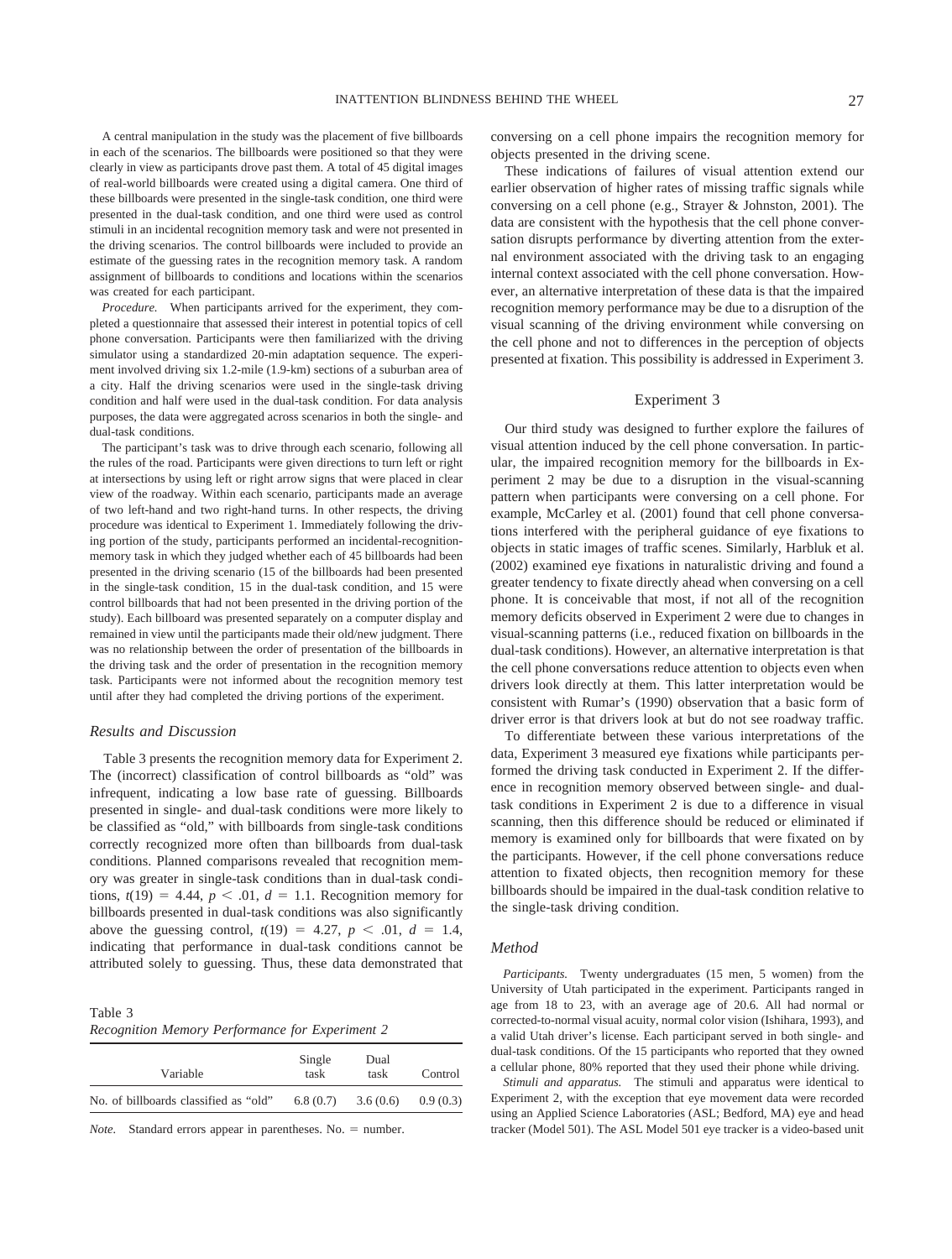A central manipulation in the study was the placement of five billboards in each of the scenarios. The billboards were positioned so that they were clearly in view as participants drove past them. A total of 45 digital images of real-world billboards were created using a digital camera. One third of these billboards were presented in the single-task condition, one third were presented in the dual-task condition, and one third were used as control stimuli in an incidental recognition memory task and were not presented in the driving scenarios. The control billboards were included to provide an estimate of the guessing rates in the recognition memory task. A random assignment of billboards to conditions and locations within the scenarios was created for each participant.

*Procedure.* When participants arrived for the experiment, they completed a questionnaire that assessed their interest in potential topics of cell phone conversation. Participants were then familiarized with the driving simulator using a standardized 20-min adaptation sequence. The experiment involved driving six 1.2-mile (1.9-km) sections of a suburban area of a city. Half the driving scenarios were used in the single-task driving condition and half were used in the dual-task condition. For data analysis purposes, the data were aggregated across scenarios in both the single- and dual-task conditions.

The participant's task was to drive through each scenario, following all the rules of the road. Participants were given directions to turn left or right at intersections by using left or right arrow signs that were placed in clear view of the roadway. Within each scenario, participants made an average of two left-hand and two right-hand turns. In other respects, the driving procedure was identical to Experiment 1. Immediately following the driving portion of the study, participants performed an incidental-recognition-memory task in which they judged whether each of 45 billboards had been presented in the driving scenario (15 of the billboards had been presented in the single-task condition, 15 in the dual-task condition, and 15 were control billboards that had not been presented in the driving portion of the study). Each billboard was presented separately on a computer display and remained in view until the participants made their old/new judgment. There was no relationship between the order of presentation of the billboards in the driving task and the order of presentation in the recognition memory task. Participants were not informed about the recognition memory test until after they had completed the driving portions of the experiment.

### Results and Discussion

Table 3 presents the recognition memory data for Experiment 2. The (incorrect) classification of control billboards as "old" was infrequent, indicating a low base rate of guessing. Billboards presented in single- and dual-task conditions were more likely to be classified as "old," with billboards from single-task conditions correctly recognized more often than billboards from dual-task conditions. Planned comparisons revealed that recognition memory was greater in single-task conditions than in dual-task conditions, $t(19) = 4.44$, $p < .01$, $d = 1.1$. Recognition memory for billboards presented in dual-task conditions was also significantly above the guessing control, $t(19) = 4.27$, $p < .01$, $d = 1.4$, indicating that performance in dual-task conditions cannot be attributed solely to guessing. Thus, these data demonstrated that conversing on a cell phone impairs the recognition memory for objects presented in the driving scene.

Table 3
*Recognition Memory Performance for Experiment 2*

| Variable | Single task | Dual task | Control |
|---|---|---|---|
| No. of billboards classified as "old" | 6.8 (0.7) | 3.6 (0.6) | 0.9 (0.3) |

*Note.* Standard errors appear in parentheses. No. = number.

These indications of failures of visual attention extend our earlier observation of higher rates of missing traffic signals while conversing on a cell phone (e.g., Strayer & Johnston, 2001). The data are consistent with the hypothesis that the cell phone conversation disrupts performance by diverting attention from the external environment associated with the driving task to an engaging internal context associated with the cell phone conversation. However, an alternative interpretation of these data is that the impaired recognition memory performance may be due to a disruption of the visual scanning of the driving environment while conversing on the cell phone and not to differences in the perception of objects presented at fixation. This possibility is addressed in Experiment 3.

## Experiment 3

Our third study was designed to further explore the failures of visual attention induced by the cell phone conversation. In particular, the impaired recognition memory for the billboards in Experiment 2 may be due to a disruption in the visual-scanning pattern when participants were conversing on a cell phone. For example, McCarley et al. (2001) found that cell phone conversations interfered with the peripheral guidance of eye fixations to objects in static images of traffic scenes. Similarly, Harbluk et al. (2002) examined eye fixations in naturalistic driving and found a greater tendency to fixate directly ahead when conversing on a cell phone. It is conceivable that most, if not all of the recognition memory deficits observed in Experiment 2 were due to changes in visual-scanning patterns (i.e., reduced fixation on billboards in the dual-task conditions). However, an alternative interpretation is that the cell phone conversations reduce attention to objects even when drivers look directly at them. This latter interpretation would be consistent with Rumar's (1990) observation that a basic form of driver error is that drivers look at but do not see roadway traffic.

To differentiate between these various interpretations of the data, Experiment 3 measured eye fixations while participants performed the driving task conducted in Experiment 2. If the difference in recognition memory observed between single- and dual-task conditions in Experiment 2 is due to a difference in visual scanning, then this difference should be reduced or eliminated if memory is examined only for billboards that were fixated on by the participants. However, if the cell phone conversations reduce attention to fixated objects, then recognition memory for these billboards should be impaired in the dual-task condition relative to the single-task driving condition.

### Method

*Participants.* Twenty undergraduates (15 men, 5 women) from the University of Utah participated in the experiment. Participants ranged in age from 18 to 23, with an average age of 20.6. All had normal or corrected-to-normal visual acuity, normal color vision (Ishihara, 1993), and a valid Utah driver's license. Each participant served in both single- and dual-task conditions. Of the 15 participants who reported that they owned a cellular phone, 80% reported that they used their phone while driving.

*Stimuli and apparatus.* The stimuli and apparatus were identical to Experiment 2, with the exception that eye movement data were recorded using an Applied Science Laboratories (ASL; Bedford, MA) eye and head tracker (Model 501). The ASL Model 501 eye tracker is a video-based unit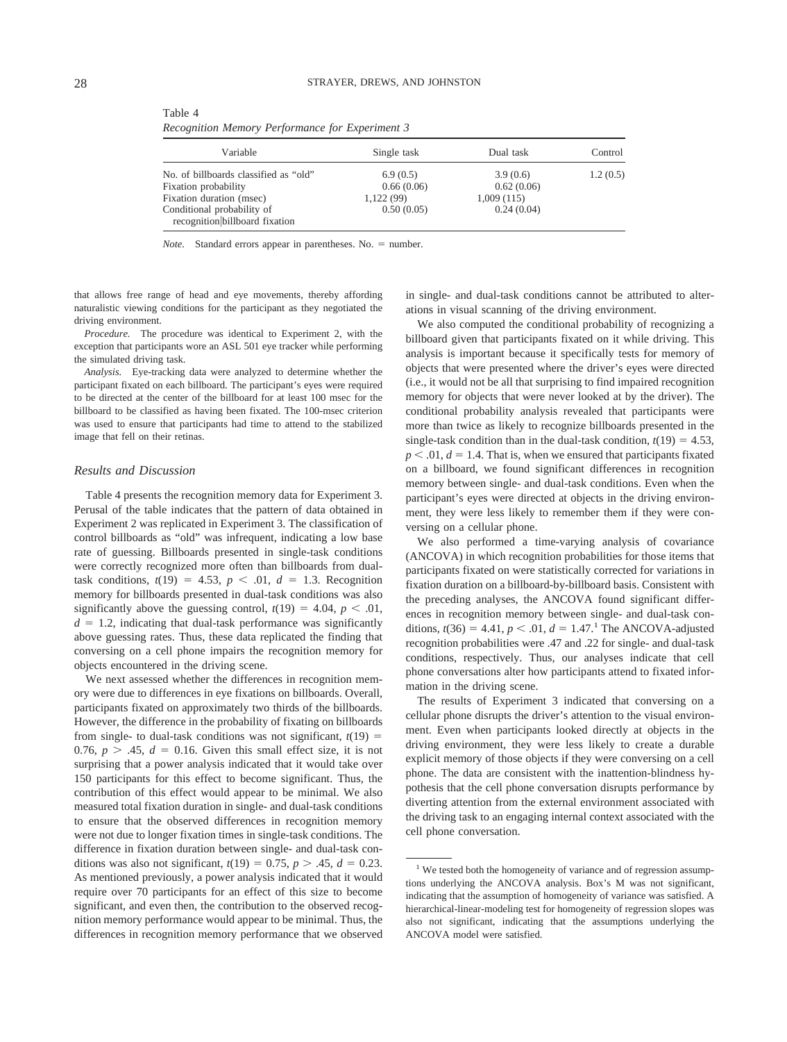Table 4
*Recognition Memory Performance for Experiment 3*

| Variable | Single task | Dual task | Control |
|---|---|---|---|
| No. of billboards classified as "old" | 6.9 (0.5) | 3.9 (0.6) | 1.2 (0.5) |
| Fixation probability | 0.66 (0.06) | 0.62 (0.06) | |
| Fixation duration (msec) | 1,122 (99) | 1,009 (115) | |
| Conditional probability of recognition\|billboard fixation | 0.50 (0.05) | 0.24 (0.04) | |

*Note.* Standard errors appear in parentheses. No. = number.

that allows free range of head and eye movements, thereby affording naturalistic viewing conditions for the participant as they negotiated the driving environment.

*Procedure.* The procedure was identical to Experiment 2, with the exception that participants wore an ASL 501 eye tracker while performing the simulated driving task.

*Analysis.* Eye-tracking data were analyzed to determine whether the participant fixated on each billboard. The participant's eyes were required to be directed at the center of the billboard for at least 100 msec for the billboard to be classified as having been fixated. The 100-msec criterion was used to ensure that participants had time to attend to the stabilized image that fell on their retinas.

### Results and Discussion

Table 4 presents the recognition memory data for Experiment 3. Perusal of the table indicates that the pattern of data obtained in Experiment 2 was replicated in Experiment 3. The classification of control billboards as "old" was infrequent, indicating a low base rate of guessing. Billboards presented in single-task conditions were correctly recognized more often than billboards from dual-task conditions, $t(19) = 4.53$, $p < .01$, $d = 1.3$. Recognition memory for billboards presented in dual-task conditions was also significantly above the guessing control, $t(19) = 4.04$, $p < .01$, $d = 1.2$, indicating that dual-task performance was significantly above guessing rates. Thus, these data replicated the finding that conversing on a cell phone impairs the recognition memory for objects encountered in the driving scene.

We next assessed whether the differences in recognition memory were due to differences in eye fixations on billboards. Overall, participants fixated on approximately two thirds of the billboards. However, the difference in the probability of fixating on billboards from single- to dual-task conditions was not significant, $t(19) = 0.76$, $p > .45$, $d = 0.16$. Given this small effect size, it is not surprising that a power analysis indicated that it would take over 150 participants for this effect to become significant. Thus, the contribution of this effect would appear to be minimal. We also measured total fixation duration in single- and dual-task conditions to ensure that the observed differences in recognition memory were not due to longer fixation times in single-task conditions. The difference in fixation duration between single- and dual-task conditions was also not significant, $t(19) = 0.75$, $p > .45$, $d = 0.23$. As mentioned previously, a power analysis indicated that it would require over 70 participants for an effect of this size to become significant, and even then, the contribution to the observed recognition memory performance would appear to be minimal. Thus, the differences in recognition memory performance that we observed in single- and dual-task conditions cannot be attributed to alterations in visual scanning of the driving environment.

We also computed the conditional probability of recognizing a billboard given that participants fixated on it while driving. This analysis is important because it specifically tests for memory of objects that were presented where the driver's eyes were directed (i.e., it would not be all that surprising to find impaired recognition memory for objects that were never looked at by the driver). The conditional probability analysis revealed that participants were more than twice as likely to recognize billboards presented in the single-task condition than in the dual-task condition, $t(19) = 4.53$, $p < .01$, $d = 1.4$. That is, when we ensured that participants fixated on a billboard, we found significant differences in recognition memory between single- and dual-task conditions. Even when the participant's eyes were directed at objects in the driving environment, they were less likely to remember them if they were conversing on a cellular phone.

We also performed a time-varying analysis of covariance (ANCOVA) in which recognition probabilities for those items that participants fixated on were statistically corrected for variations in fixation duration on a billboard-by-billboard basis. Consistent with the preceding analyses, the ANCOVA found significant differences in recognition memory between single- and dual-task conditions, $t(36) = 4.41$, $p < .01$, $d = 1.47$.[1] The ANCOVA-adjusted recognition probabilities were .47 and .22 for single- and dual-task conditions, respectively. Thus, our analyses indicate that cell phone conversations alter how participants attend to fixated information in the driving scene.

The results of Experiment 3 indicated that conversing on a cellular phone disrupts the driver's attention to the visual environment. Even when participants looked directly at objects in the driving environment, they were less likely to create a durable explicit memory of those objects if they were conversing on a cell phone. The data are consistent with the inattention-blindness hypothesis that the cell phone conversation disrupts performance by diverting attention from the external environment associated with the driving task to an engaging internal context associated with the cell phone conversation.

[1] We tested both the homogeneity of variance and of regression assumptions underlying the ANCOVA analysis. Box's M was not significant, indicating that the assumption of homogeneity of variance was satisfied. A hierarchical-linear-modeling test for homogeneity of regression slopes was also not significant, indicating that the assumptions underlying the ANCOVA model were satisfied.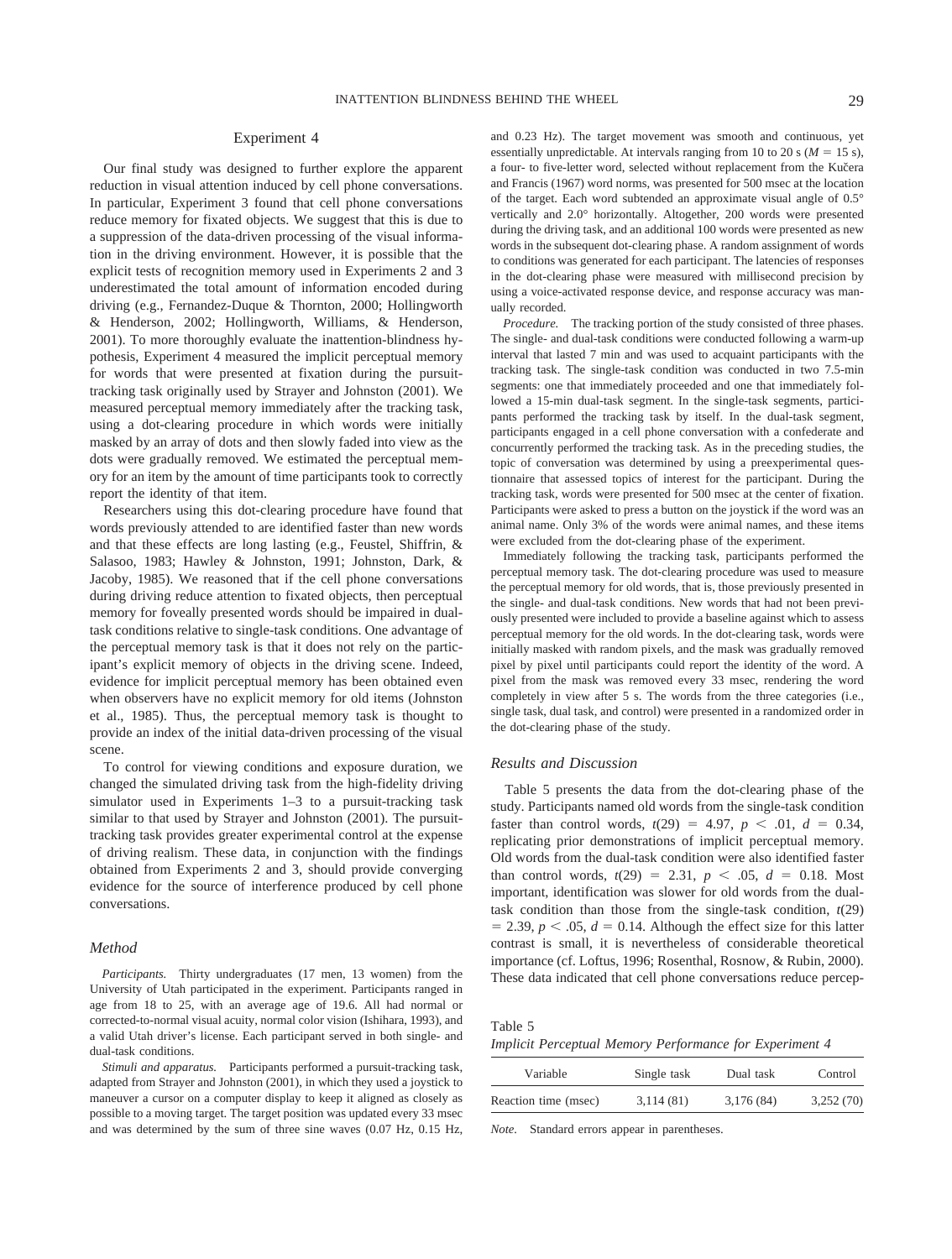## Experiment 4

Our final study was designed to further explore the apparent reduction in visual attention induced by cell phone conversations. In particular, Experiment 3 found that cell phone conversations reduce memory for fixated objects. We suggest that this is due to a suppression of the data-driven processing of the visual information in the driving environment. However, it is possible that the explicit tests of recognition memory used in Experiments 2 and 3 underestimated the total amount of information encoded during driving (e.g., Fernandez-Duque & Thornton, 2000; Hollingworth & Henderson, 2002; Hollingworth, Williams, & Henderson, 2001). To more thoroughly evaluate the inattention-blindness hypothesis, Experiment 4 measured the implicit perceptual memory for words that were presented at fixation during the pursuit-tracking task originally used by Strayer and Johnston (2001). We measured perceptual memory immediately after the tracking task, using a dot-clearing procedure in which words were initially masked by an array of dots and then slowly faded into view as the dots were gradually removed. We estimated the perceptual memory for an item by the amount of time participants took to correctly report the identity of that item.

Researchers using this dot-clearing procedure have found that words previously attended to are identified faster than new words and that these effects are long lasting (e.g., Feustel, Shiffrin, & Salasoo, 1983; Hawley & Johnston, 1991; Johnston, Dark, & Jacoby, 1985). We reasoned that if the cell phone conversations during driving reduce attention to fixated objects, then perceptual memory for foveally presented words should be impaired in dual-task conditions relative to single-task conditions. One advantage of the perceptual memory task is that it does not rely on the participant's explicit memory of objects in the driving scene. Indeed, evidence for implicit perceptual memory has been obtained even when observers have no explicit memory for old items (Johnston et al., 1985). Thus, the perceptual memory task is thought to provide an index of the initial data-driven processing of the visual scene.

To control for viewing conditions and exposure duration, we changed the simulated driving task from the high-fidelity driving simulator used in Experiments 1–3 to a pursuit-tracking task similar to that used by Strayer and Johnston (2001). The pursuit-tracking task provides greater experimental control at the expense of driving realism. These data, in conjunction with the findings obtained from Experiments 2 and 3, should provide converging evidence for the source of interference produced by cell phone conversations.

### Method

*Participants.* Thirty undergraduates (17 men, 13 women) from the University of Utah participated in the experiment. Participants ranged in age from 18 to 25, with an average age of 19.6. All had normal or corrected-to-normal visual acuity, normal color vision (Ishihara, 1993), and a valid Utah driver's license. Each participant served in both single- and dual-task conditions.

*Stimuli and apparatus.* Participants performed a pursuit-tracking task, adapted from Strayer and Johnston (2001), in which they used a joystick to maneuver a cursor on a computer display to keep it aligned as closely as possible to a moving target. The target position was updated every 33 msec and was determined by the sum of three sine waves (0.07 Hz, 0.15 Hz, and 0.23 Hz). The target movement was smooth and continuous, yet essentially unpredictable. At intervals ranging from 10 to 20 s ($M = 15$ s), a four- to five-letter word, selected without replacement from the Kučera and Francis (1967) word norms, was presented for 500 msec at the location of the target. Each word subtended an approximate visual angle of 0.5° vertically and 2.0° horizontally. Altogether, 200 words were presented during the driving task, and an additional 100 words were presented as new words in the subsequent dot-clearing phase. A random assignment of words to conditions was generated for each participant. The latencies of responses in the dot-clearing phase were measured with millisecond precision by using a voice-activated response device, and response accuracy was manually recorded.

*Procedure.* The tracking portion of the study consisted of three phases. The single- and dual-task conditions were conducted following a warm-up interval that lasted 7 min and was used to acquaint participants with the tracking task. The single-task condition was conducted in two 7.5-min segments: one that immediately proceeded and one that immediately followed a 15-min dual-task segment. In the single-task segments, participants performed the tracking task by itself. In the dual-task segment, participants engaged in a cell phone conversation with a confederate and concurrently performed the tracking task. As in the preceding studies, the topic of conversation was determined by using a preexperimental questionnaire that assessed topics of interest for the participant. During the tracking task, words were presented for 500 msec at the center of fixation. Participants were asked to press a button on the joystick if the word was an animal name. Only 3% of the words were animal names, and these items were excluded from the dot-clearing phase of the experiment.

Immediately following the tracking task, participants performed the perceptual memory task. The dot-clearing procedure was used to measure the perceptual memory for old words, that is, those previously presented in the single- and dual-task conditions. New words that had not been previously presented were included to provide a baseline against which to assess perceptual memory for the old words. In the dot-clearing task, words were initially masked with random pixels, and the mask was gradually removed pixel by pixel until participants could report the identity of the word. A pixel from the mask was removed every 33 msec, rendering the word completely in view after 5 s. The words from the three categories (i.e., single task, dual task, and control) were presented in a randomized order in the dot-clearing phase of the study.

### Results and Discussion

Table 5 presents the data from the dot-clearing phase of the study. Participants named old words from the single-task condition faster than control words, $t(29) = 4.97$, $p < .01$, $d = 0.34$, replicating prior demonstrations of implicit perceptual memory. Old words from the dual-task condition were also identified faster than control words, $t(29) = 2.31$, $p < .05$, $d = 0.18$. Most important, identification was slower for old words from the dual-task condition than those from the single-task condition, $t(29) = 2.39$, $p < .05$, $d = 0.14$. Although the effect size for this latter contrast is small, it is nevertheless of considerable theoretical importance (cf. Loftus, 1996; Rosenthal, Rosnow, & Rubin, 2000). These data indicated that cell phone conversations reduce percep-

Table 5
*Implicit Perceptual Memory Performance for Experiment 4*

| Variable | Single task | Dual task | Control |
|---|---|---|---|
| Reaction time (msec) | 3,114 (81) | 3,176 (84) | 3,252 (70) |

*Note.* Standard errors appear in parentheses.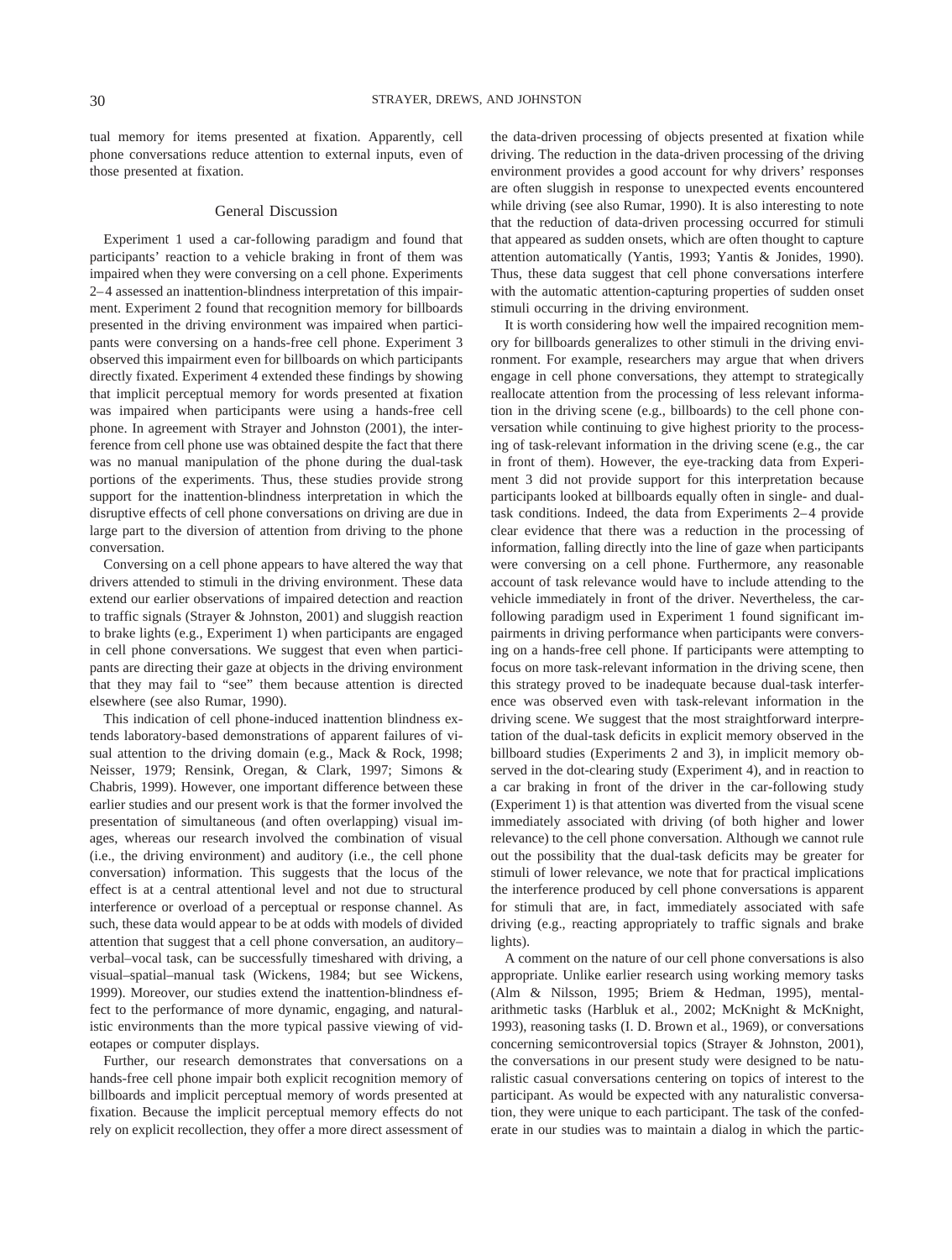tual memory for items presented at fixation. Apparently, cell phone conversations reduce attention to external inputs, even of those presented at fixation.

## General Discussion

Experiment 1 used a car-following paradigm and found that participants' reaction to a vehicle braking in front of them was impaired when they were conversing on a cell phone. Experiments 2–4 assessed an inattention-blindness interpretation of this impairment. Experiment 2 found that recognition memory for billboards presented in the driving environment was impaired when participants were conversing on a hands-free cell phone. Experiment 3 observed this impairment even for billboards on which participants directly fixated. Experiment 4 extended these findings by showing that implicit perceptual memory for words presented at fixation was impaired when participants were using a hands-free cell phone. In agreement with Strayer and Johnston (2001), the interference from cell phone use was obtained despite the fact that there was no manual manipulation of the phone during the dual-task portions of the experiments. Thus, these studies provide strong support for the inattention-blindness interpretation in which the disruptive effects of cell phone conversations on driving are due in large part to the diversion of attention from driving to the phone conversation.

Conversing on a cell phone appears to have altered the way that drivers attended to stimuli in the driving environment. These data extend our earlier observations of impaired detection and reaction to traffic signals (Strayer & Johnston, 2001) and sluggish reaction to brake lights (e.g., Experiment 1) when participants are engaged in cell phone conversations. We suggest that even when participants are directing their gaze at objects in the driving environment that they may fail to "see" them because attention is directed elsewhere (see also Rumar, 1990).

This indication of cell phone-induced inattention blindness extends laboratory-based demonstrations of apparent failures of visual attention to the driving domain (e.g., Mack & Rock, 1998; Neisser, 1979; Rensink, Oregan, & Clark, 1997; Simons & Chabris, 1999). However, one important difference between these earlier studies and our present work is that the former involved the presentation of simultaneous (and often overlapping) visual images, whereas our research involved the combination of visual (i.e., the driving environment) and auditory (i.e., the cell phone conversation) information. This suggests that the locus of the effect is at a central attentional level and not due to structural interference or overload of a perceptual or response channel. As such, these data would appear to be at odds with models of divided attention that suggest that a cell phone conversation, an auditory–verbal–vocal task, can be successfully timeshared with driving, a visual–spatial–manual task (Wickens, 1984; but see Wickens, 1999). Moreover, our studies extend the inattention-blindness effect to the performance of more dynamic, engaging, and naturalistic environments than the more typical passive viewing of videotapes or computer displays.

Further, our research demonstrates that conversations on a hands-free cell phone impair both explicit recognition memory of billboards and implicit perceptual memory of words presented at fixation. Because the implicit perceptual memory effects do not rely on explicit recollection, they offer a more direct assessment of the data-driven processing of objects presented at fixation while driving. The reduction in the data-driven processing of the driving environment provides a good account for why drivers' responses are often sluggish in response to unexpected events encountered while driving (see also Rumar, 1990). It is also interesting to note that the reduction of data-driven processing occurred for stimuli that appeared as sudden onsets, which are often thought to capture attention automatically (Yantis, 1993; Yantis & Jonides, 1990). Thus, these data suggest that cell phone conversations interfere with the automatic attention-capturing properties of sudden onset stimuli occurring in the driving environment.

It is worth considering how well the impaired recognition memory for billboards generalizes to other stimuli in the driving environment. For example, researchers may argue that when drivers engage in cell phone conversations, they attempt to strategically reallocate attention from the processing of less relevant information in the driving scene (e.g., billboards) to the cell phone conversation while continuing to give highest priority to the processing of task-relevant information in the driving scene (e.g., the car in front of them). However, the eye-tracking data from Experiment 3 did not provide support for this interpretation because participants looked at billboards equally often in single- and dual-task conditions. Indeed, the data from Experiments 2–4 provide clear evidence that there was a reduction in the processing of information, falling directly into the line of gaze when participants were conversing on a cell phone. Furthermore, any reasonable account of task relevance would have to include attending to the vehicle immediately in front of the driver. Nevertheless, the car-following paradigm used in Experiment 1 found significant impairments in driving performance when participants were conversing on a hands-free cell phone. If participants were attempting to focus on more task-relevant information in the driving scene, then this strategy proved to be inadequate because dual-task interference was observed even with task-relevant information in the driving scene. We suggest that the most straightforward interpretation of the dual-task deficits in explicit memory observed in the billboard studies (Experiments 2 and 3), in implicit memory observed in the dot-clearing study (Experiment 4), and in reaction to a car braking in front of the driver in the car-following study (Experiment 1) is that attention was diverted from the visual scene immediately associated with driving (of both higher and lower relevance) to the cell phone conversation. Although we cannot rule out the possibility that the dual-task deficits may be greater for stimuli of lower relevance, we note that for practical implications the interference produced by cell phone conversations is apparent for stimuli that are, in fact, immediately associated with safe driving (e.g., reacting appropriately to traffic signals and brake lights).

A comment on the nature of our cell phone conversations is also appropriate. Unlike earlier research using working memory tasks (Alm & Nilsson, 1995; Briem & Hedman, 1995), mental-arithmetic tasks (Harbluk et al., 2002; McKnight & McKnight, 1993), reasoning tasks (I. D. Brown et al., 1969), or conversations concerning semicontroversial topics (Strayer & Johnston, 2001), the conversations in our present study were designed to be naturalistic casual conversations centering on topics of interest to the participant. As would be expected with any naturalistic conversation, they were unique to each participant. The task of the confederate in our studies was to maintain a dialog in which the partic-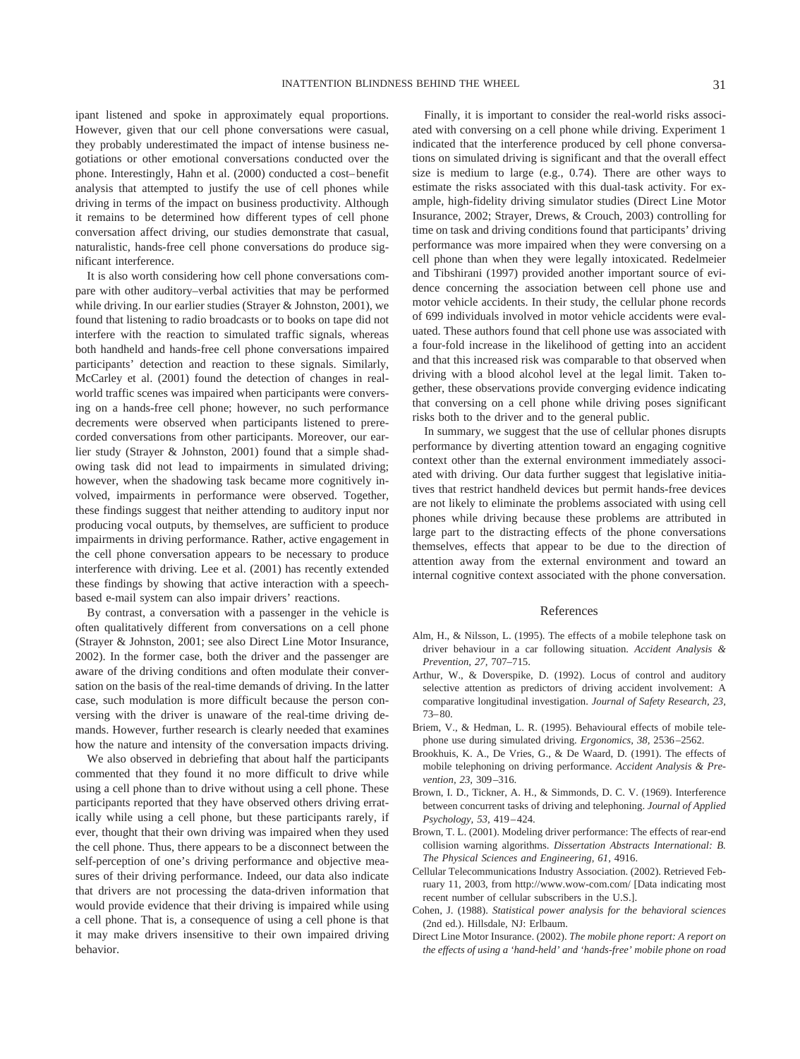ipant listened and spoke in approximately equal proportions. However, given that our cell phone conversations were casual, they probably underestimated the impact of intense business negotiations or other emotional conversations conducted over the phone. Interestingly, Hahn et al. (2000) conducted a cost–benefit analysis that attempted to justify the use of cell phones while driving in terms of the impact on business productivity. Although it remains to be determined how different types of cell phone conversation affect driving, our studies demonstrate that casual, naturalistic, hands-free cell phone conversations do produce significant interference.

It is also worth considering how cell phone conversations compare with other auditory–verbal activities that may be performed while driving. In our earlier studies (Strayer & Johnston, 2001), we found that listening to radio broadcasts or to books on tape did not interfere with the reaction to simulated traffic signals, whereas both handheld and hands-free cell phone conversations impaired participants' detection and reaction to these signals. Similarly, McCarley et al. (2001) found the detection of changes in real-world traffic scenes was impaired when participants were conversing on a hands-free cell phone; however, no such performance decrements were observed when participants listened to prerecorded conversations from other participants. Moreover, our earlier study (Strayer & Johnston, 2001) found that a simple shadowing task did not lead to impairments in simulated driving; however, when the shadowing task became more cognitively involved, impairments in performance were observed. Together, these findings suggest that neither attending to auditory input nor producing vocal outputs, by themselves, are sufficient to produce impairments in driving performance. Rather, active engagement in the cell phone conversation appears to be necessary to produce interference with driving. Lee et al. (2001) has recently extended these findings by showing that active interaction with a speech-based e-mail system can also impair drivers' reactions.

By contrast, a conversation with a passenger in the vehicle is often qualitatively different from conversations on a cell phone (Strayer & Johnston, 2001; see also Direct Line Motor Insurance, 2002). In the former case, both the driver and the passenger are aware of the driving conditions and often modulate their conversation on the basis of the real-time demands of driving. In the latter case, such modulation is more difficult because the person conversing with the driver is unaware of the real-time driving demands. However, further research is clearly needed that examines how the nature and intensity of the conversation impacts driving.

We also observed in debriefing that about half the participants commented that they found it no more difficult to drive while using a cell phone than to drive without using a cell phone. These participants reported that they have observed others driving erratically while using a cell phone, but these participants rarely, if ever, thought that their own driving was impaired when they used the cell phone. Thus, there appears to be a disconnect between the self-perception of one's driving performance and objective measures of their driving performance. Indeed, our data also indicate that drivers are not processing the data-driven information that would provide evidence that their driving is impaired while using a cell phone. That is, a consequence of using a cell phone is that it may make drivers insensitive to their own impaired driving behavior.

Finally, it is important to consider the real-world risks associated with conversing on a cell phone while driving. Experiment 1 indicated that the interference produced by cell phone conversations on simulated driving is significant and that the overall effect size is medium to large (e.g., 0.74). There are other ways to estimate the risks associated with this dual-task activity. For example, high-fidelity driving simulator studies (Direct Line Motor Insurance, 2002; Strayer, Drews, & Crouch, 2003) controlling for time on task and driving conditions found that participants' driving performance was more impaired when they were conversing on a cell phone than when they were legally intoxicated. Redelmeier and Tibshirani (1997) provided another important source of evidence concerning the association between cell phone use and motor vehicle accidents. In their study, the cellular phone records of 699 individuals involved in motor vehicle accidents were evaluated. These authors found that cell phone use was associated with a four-fold increase in the likelihood of getting into an accident and that this increased risk was comparable to that observed when driving with a blood alcohol level at the legal limit. Taken together, these observations provide converging evidence indicating that conversing on a cell phone while driving poses significant risks both to the driver and to the general public.

In summary, we suggest that the use of cellular phones disrupts performance by diverting attention toward an engaging cognitive context other than the external environment immediately associated with driving. Our data further suggest that legislative initiatives that restrict handheld devices but permit hands-free devices are not likely to eliminate the problems associated with using cell phones while driving because these problems are attributed in large part to the distracting effects of the phone conversations themselves, effects that appear to be due to the direction of attention away from the external environment and toward an internal cognitive context associated with the phone conversation.

## References

Alm, H., & Nilsson, L. (1995). The effects of a mobile telephone task on driver behaviour in a car following situation. *Accident Analysis & Prevention, 27,* 707–715.

Arthur, W., & Doverspike, D. (1992). Locus of control and auditory selective attention as predictors of driving accident involvement: A comparative longitudinal investigation. *Journal of Safety Research, 23,* 73–80.

Briem, V., & Hedman, L. R. (1995). Behavioural effects of mobile telephone use during simulated driving. *Ergonomics, 38,* 2536–2562.

Brookhuis, K. A., De Vries, G., & De Waard, D. (1991). The effects of mobile telephoning on driving performance. *Accident Analysis & Prevention, 23,* 309–316.

Brown, I. D., Tickner, A. H., & Simmonds, D. C. V. (1969). Interference between concurrent tasks of driving and telephoning. *Journal of Applied Psychology, 53,* 419–424.

Brown, T. L. (2001). Modeling driver performance: The effects of rear-end collision warning algorithms. *Dissertation Abstracts International: B. The Physical Sciences and Engineering, 61,* 4916.

Cellular Telecommunications Industry Association. (2002). Retrieved February 11, 2003, from http://www.wow-com.com/ [Data indicating most recent number of cellular subscribers in the U.S.].

Cohen, J. (1988). *Statistical power analysis for the behavioral sciences* (2nd ed.). Hillsdale, NJ: Erlbaum.

Direct Line Motor Insurance. (2002). *The mobile phone report: A report on the effects of using a 'hand-held' and 'hands-free' mobile phone on road*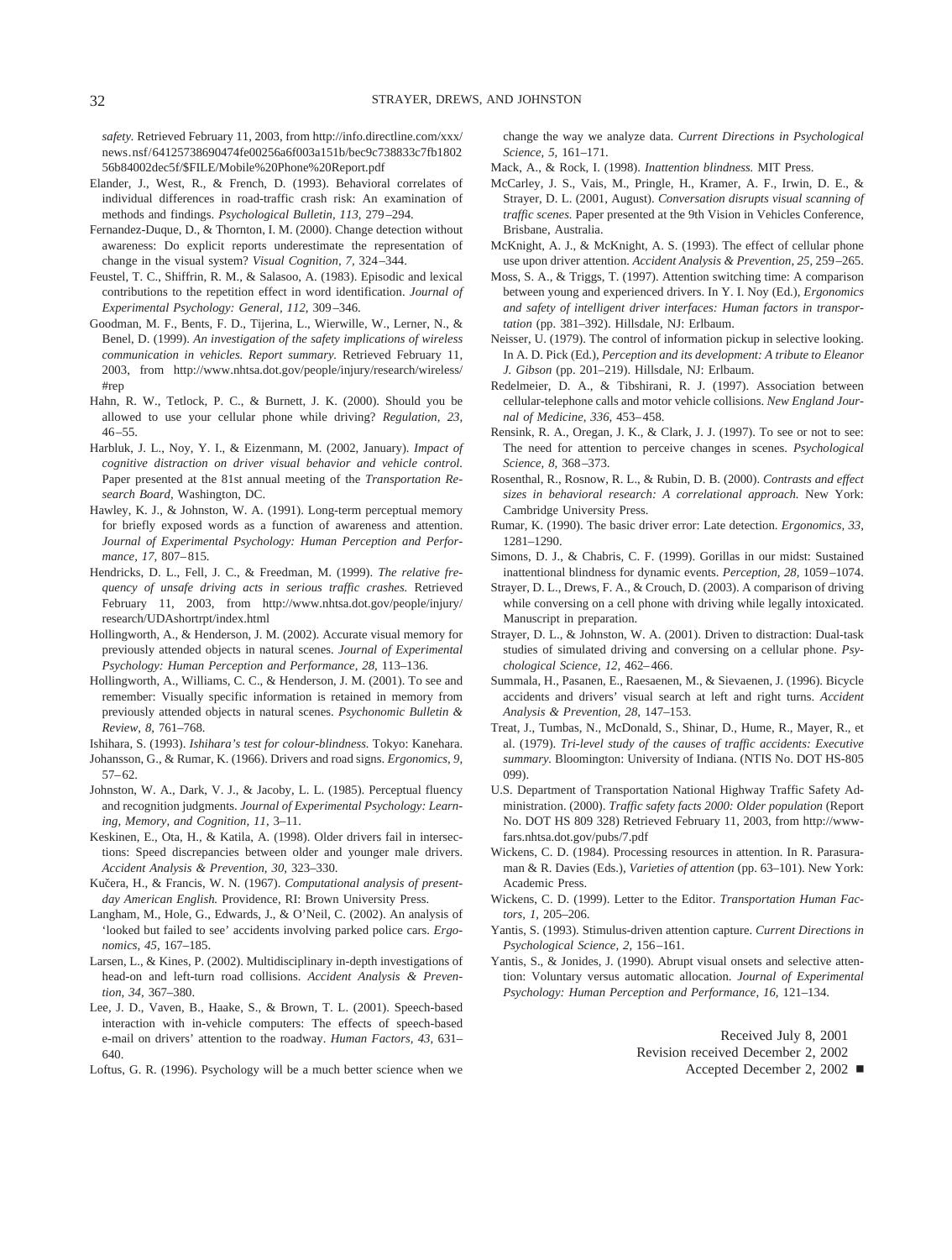*safety*. Retrieved February 11, 2003, from http://info.directline.com/xxx/news.nsf/64125738690474fe00256a6f003a151b/bec9c738833c7fb180256b84002dec5f/$FILE/Mobile%20Phone%20Report.pdf

Elander, J., West, R., & French, D. (1993). Behavioral correlates of individual differences in road-traffic crash risk: An examination of methods and findings. *Psychological Bulletin, 113,* 279–294.

Fernandez-Duque, D., & Thornton, I. M. (2000). Change detection without awareness: Do explicit reports underestimate the representation of change in the visual system? *Visual Cognition, 7,* 324–344.

Feustel, T. C., Shiffrin, R. M., & Salasoo, A. (1983). Episodic and lexical contributions to the repetition effect in word identification. *Journal of Experimental Psychology: General, 112,* 309–346.

Goodman, M. F., Bents, F. D., Tijerina, L., Wierwille, W., Lerner, N., & Benel, D. (1999). *An investigation of the safety implications of wireless communication in vehicles. Report summary.* Retrieved February 11, 2003, from http://www.nhtsa.dot.gov/people/injury/research/wireless/#rep

Hahn, R. W., Tetlock, P. C., & Burnett, J. K. (2000). Should you be allowed to use your cellular phone while driving? *Regulation, 23,* 46–55.

Harbluk, J. L., Noy, Y. I., & Eizenmann, M. (2002, January). *Impact of cognitive distraction on driver visual behavior and vehicle control.* Paper presented at the 81st annual meeting of the *Transportation Research Board*, Washington, DC.

Hawley, K. J., & Johnston, W. A. (1991). Long-term perceptual memory for briefly exposed words as a function of awareness and attention. *Journal of Experimental Psychology: Human Perception and Performance, 17,* 807–815.

Hendricks, D. L., Fell, J. C., & Freedman, M. (1999). *The relative frequency of unsafe driving acts in serious traffic crashes.* Retrieved February 11, 2003, from http://www.nhtsa.dot.gov/people/injury/research/UDAshortrpt/index.html

Hollingworth, A., & Henderson, J. M. (2002). Accurate visual memory for previously attended objects in natural scenes. *Journal of Experimental Psychology: Human Perception and Performance, 28,* 113–136.

Hollingworth, A., Williams, C. C., & Henderson, J. M. (2001). To see and remember: Visually specific information is retained in memory from previously attended objects in natural scenes. *Psychonomic Bulletin & Review, 8,* 761–768.

Ishihara, S. (1993). *Ishihara's test for colour-blindness.* Tokyo: Kanehara.

Johansson, G., & Rumar, K. (1966). Drivers and road signs. *Ergonomics, 9,* 57–62.

Johnston, W. A., Dark, V. J., & Jacoby, L. L. (1985). Perceptual fluency and recognition judgments. *Journal of Experimental Psychology: Learning, Memory, and Cognition, 11,* 3–11.

Keskinen, E., Ota, H., & Katila, A. (1998). Older drivers fail in intersections: Speed discrepancies between older and younger male drivers. *Accident Analysis & Prevention, 30,* 323–330.

Kučera, H., & Francis, W. N. (1967). *Computational analysis of present-day American English.* Providence, RI: Brown University Press.

Langham, M., Hole, G., Edwards, J., & O'Neil, C. (2002). An analysis of 'looked but failed to see' accidents involving parked police cars. *Ergonomics, 45,* 167–185.

Larsen, L., & Kines, P. (2002). Multidisciplinary in-depth investigations of head-on and left-turn road collisions. *Accident Analysis & Prevention, 34,* 367–380.

Lee, J. D., Vaven, B., Haake, S., & Brown, T. L. (2001). Speech-based interaction with in-vehicle computers: The effects of speech-based e-mail on drivers' attention to the roadway. *Human Factors, 43,* 631–640.

Loftus, G. R. (1996). Psychology will be a much better science when we change the way we analyze data. *Current Directions in Psychological Science, 5,* 161–171.

Mack, A., & Rock, I. (1998). *Inattention blindness.* MIT Press.

McCarley, J. S., Vais, M., Pringle, H., Kramer, A. F., Irwin, D. E., & Strayer, D. L. (2001, August). *Conversation disrupts visual scanning of traffic scenes.* Paper presented at the 9th Vision in Vehicles Conference, Brisbane, Australia.

McKnight, A. J., & McKnight, A. S. (1993). The effect of cellular phone use upon driver attention. *Accident Analysis & Prevention, 25,* 259–265.

Moss, S. A., & Triggs, T. (1997). Attention switching time: A comparison between young and experienced drivers. In Y. I. Noy (Ed.), *Ergonomics and safety of intelligent driver interfaces: Human factors in transportation* (pp. 381–392). Hillsdale, NJ: Erlbaum.

Neisser, U. (1979). The control of information pickup in selective looking. In A. D. Pick (Ed.), *Perception and its development: A tribute to Eleanor J. Gibson* (pp. 201–219). Hillsdale, NJ: Erlbaum.

Redelmeier, D. A., & Tibshirani, R. J. (1997). Association between cellular-telephone calls and motor vehicle collisions. *New England Journal of Medicine, 336,* 453–458.

Rensink, R. A., Oregan, J. K., & Clark, J. J. (1997). To see or not to see: The need for attention to perceive changes in scenes. *Psychological Science, 8,* 368–373.

Rosenthal, R., Rosnow, R. L., & Rubin, D. B. (2000). *Contrasts and effect sizes in behavioral research: A correlational approach.* New York: Cambridge University Press.

Rumar, K. (1990). The basic driver error: Late detection. *Ergonomics, 33,* 1281–1290.

Simons, D. J., & Chabris, C. F. (1999). Gorillas in our midst: Sustained inattentional blindness for dynamic events. *Perception, 28,* 1059–1074.

Strayer, D. L., Drews, F. A., & Crouch, D. (2003). A comparison of driving while conversing on a cell phone with driving while legally intoxicated. Manuscript in preparation.

Strayer, D. L., & Johnston, W. A. (2001). Driven to distraction: Dual-task studies of simulated driving and conversing on a cellular phone. *Psychological Science, 12,* 462–466.

Summala, H., Pasanen, E., Raesaenen, M., & Sievaenen, J. (1996). Bicycle accidents and drivers' visual search at left and right turns. *Accident Analysis & Prevention, 28,* 147–153.

Treat, J., Tumbas, N., McDonald, S., Shinar, D., Hume, R., Mayer, R., et al. (1979). *Tri-level study of the causes of traffic accidents: Executive summary.* Bloomington: University of Indiana. (NTIS No. DOT HS-805 099).

U.S. Department of Transportation National Highway Traffic Safety Administration. (2000). *Traffic safety facts 2000: Older population* (Report No. DOT HS 809 328) Retrieved February 11, 2003, from http://www-fars.nhtsa.dot.gov/pubs/7.pdf

Wickens, C. D. (1984). Processing resources in attention. In R. Parasuraman & R. Davies (Eds.), *Varieties of attention* (pp. 63–101). New York: Academic Press.

Wickens, C. D. (1999). Letter to the Editor. *Transportation Human Factors, 1,* 205–206.

Yantis, S. (1993). Stimulus-driven attention capture. *Current Directions in Psychological Science, 2,* 156–161.

Yantis, S., & Jonides, J. (1990). Abrupt visual onsets and selective attention: Voluntary versus automatic allocation. *Journal of Experimental Psychology: Human Perception and Performance, 16,* 121–134.

Received July 8, 2001
Revision received December 2, 2002
Accepted December 2, 2002 ■